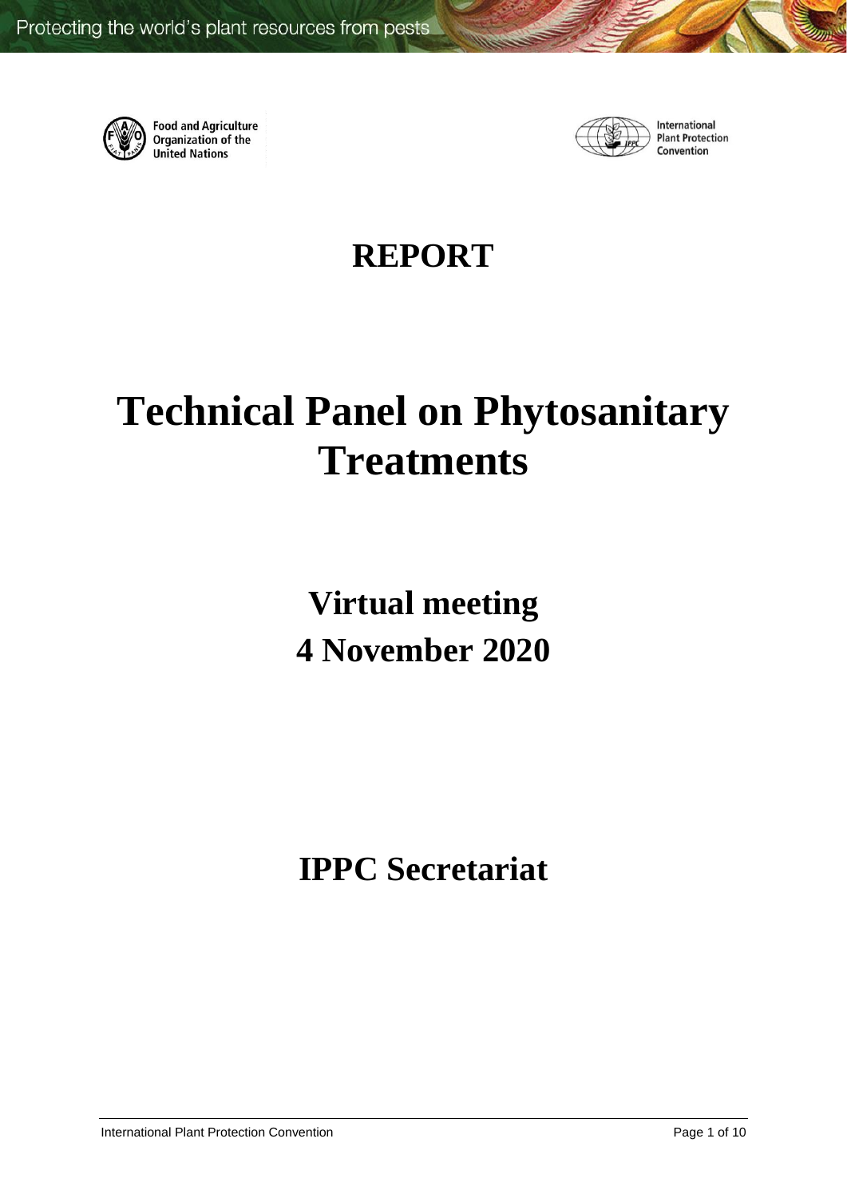Food and Agriculture Organization of the United Nations

International Plant Protection Convention

# REPORT

# Technical Panel on Phytosanitary Treatments

## Virtual meeting
## 4 November 2020

## IPPC Secretariat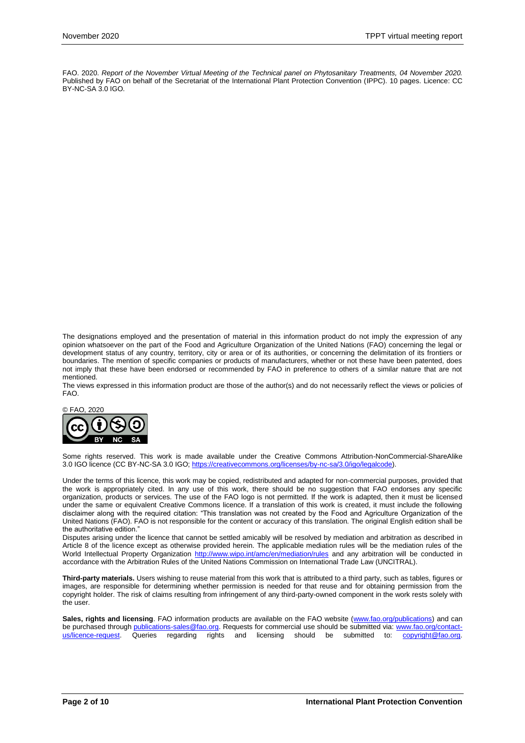FAO. 2020. *Report of the November Virtual Meeting of the Technical panel on Phytosanitary Treatments, 04 November 2020.* Published by FAO on behalf of the Secretariat of the International Plant Protection Convention (IPPC). 10 pages. Licence: CC BY-NC-SA 3.0 IGO.

The designations employed and the presentation of material in this information product do not imply the expression of any opinion whatsoever on the part of the Food and Agriculture Organization of the United Nations (FAO) concerning the legal or development status of any country, territory, city or area or of its authorities, or concerning the delimitation of its frontiers or boundaries. The mention of specific companies or products of manufacturers, whether or not these have been patented, does not imply that these have been endorsed or recommended by FAO in preference to others of a similar nature that are not mentioned.

The views expressed in this information product are those of the author(s) and do not necessarily reflect the views or policies of FAO.

© FAO, 2020

Some rights reserved. This work is made available under the Creative Commons Attribution-NonCommercial-ShareAlike 3.0 IGO licence (CC BY-NC-SA 3.0 IGO; https://creativecommons.org/licenses/by-nc-sa/3.0/igo/legalcode).

Under the terms of this licence, this work may be copied, redistributed and adapted for non-commercial purposes, provided that the work is appropriately cited. In any use of this work, there should be no suggestion that FAO endorses any specific organization, products or services. The use of the FAO logo is not permitted. If the work is adapted, then it must be licensed under the same or equivalent Creative Commons licence. If a translation of this work is created, it must include the following disclaimer along with the required citation: "This translation was not created by the Food and Agriculture Organization of the United Nations (FAO). FAO is not responsible for the content or accuracy of this translation. The original English edition shall be the authoritative edition."

Disputes arising under the licence that cannot be settled amicably will be resolved by mediation and arbitration as described in Article 8 of the licence except as otherwise provided herein. The applicable mediation rules will be the mediation rules of the World Intellectual Property Organization http://www.wipo.int/amc/en/mediation/rules and any arbitration will be conducted in accordance with the Arbitration Rules of the United Nations Commission on International Trade Law (UNCITRAL).

**Third-party materials.** Users wishing to reuse material from this work that is attributed to a third party, such as tables, figures or images, are responsible for determining whether permission is needed for that reuse and for obtaining permission from the copyright holder. The risk of claims resulting from infringement of any third-party-owned component in the work rests solely with the user.

**Sales, rights and licensing**. FAO information products are available on the FAO website (www.fao.org/publications) and can be purchased through publications-sales@fao.org. Requests for commercial use should be submitted via: www.fao.org/contact-us/licence-request. Queries regarding rights and licensing should be submitted to: copyright@fao.org.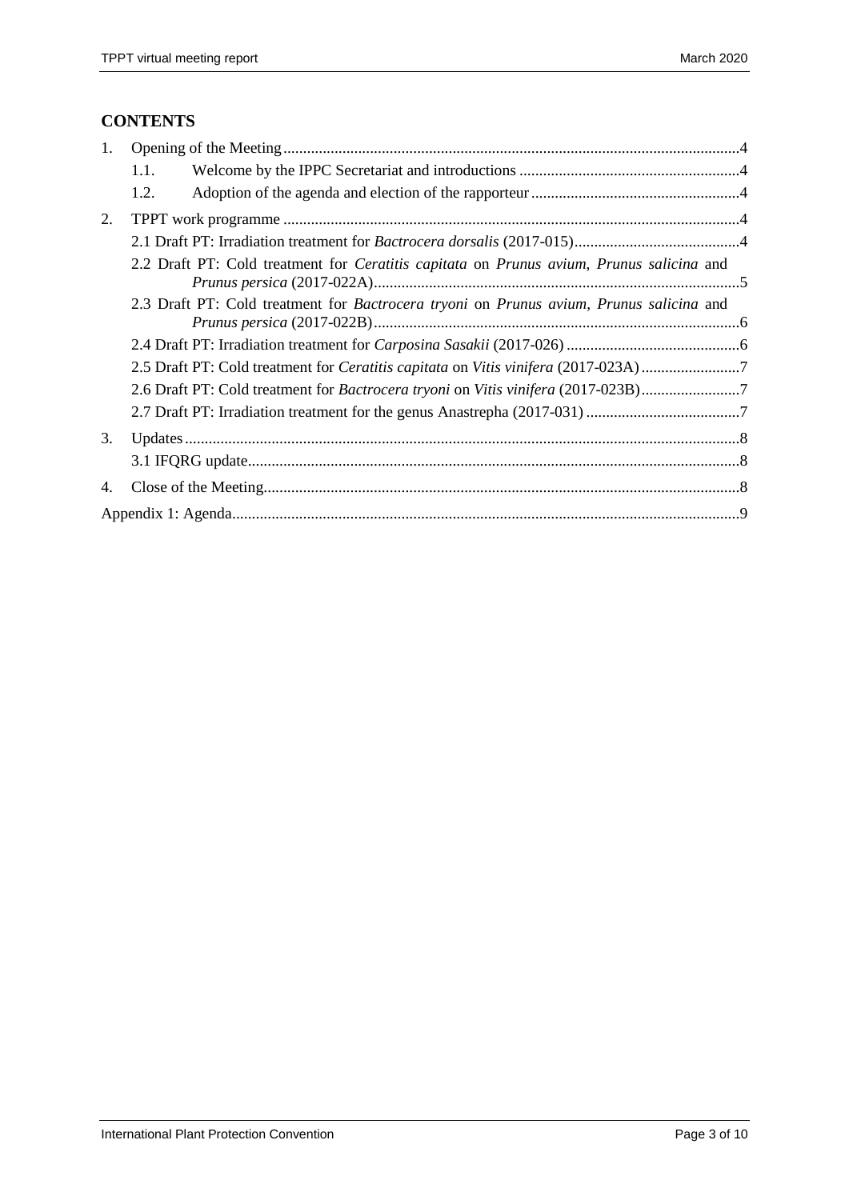**CONTENTS**

1. Opening of the Meeting....................................................................................................................4
   - 1.1. Welcome by the IPPC Secretariat and introductions ........................................................4
   - 1.2. Adoption of the agenda and election of the rapporteur.....................................................4
2. TPPT work programme ...................................................................................................................4
   - 2.1 Draft PT: Irradiation treatment for *Bactrocera dorsalis* (2017-015)..........................................4
   - 2.2 Draft PT: Cold treatment for *Ceratitis capitata* on *Prunus avium*, *Prunus salicina* and *Prunus persica* (2017-022A)............................................................................................5
   - 2.3 Draft PT: Cold treatment for *Bactrocera tryoni* on *Prunus avium*, *Prunus salicina* and *Prunus persica* (2017-022B)............................................................................................6
   - 2.4 Draft PT: Irradiation treatment for *Carposina Sasakii* (2017-026) ............................................6
   - 2.5 Draft PT: Cold treatment for *Ceratitis capitata* on *Vitis vinifera* (2017-023A).........................7
   - 2.6 Draft PT: Cold treatment for *Bactrocera tryoni* on *Vitis vinifera* (2017-023B).........................7
   - 2.7 Draft PT: Irradiation treatment for the genus Anastrepha (2017-031) .......................................7
3. Updates............................................................................................................................................8
   - 3.1 IFQRG update............................................................................................................................8
4. Close of the Meeting........................................................................................................................8

Appendix 1: Agenda................................................................................................................................9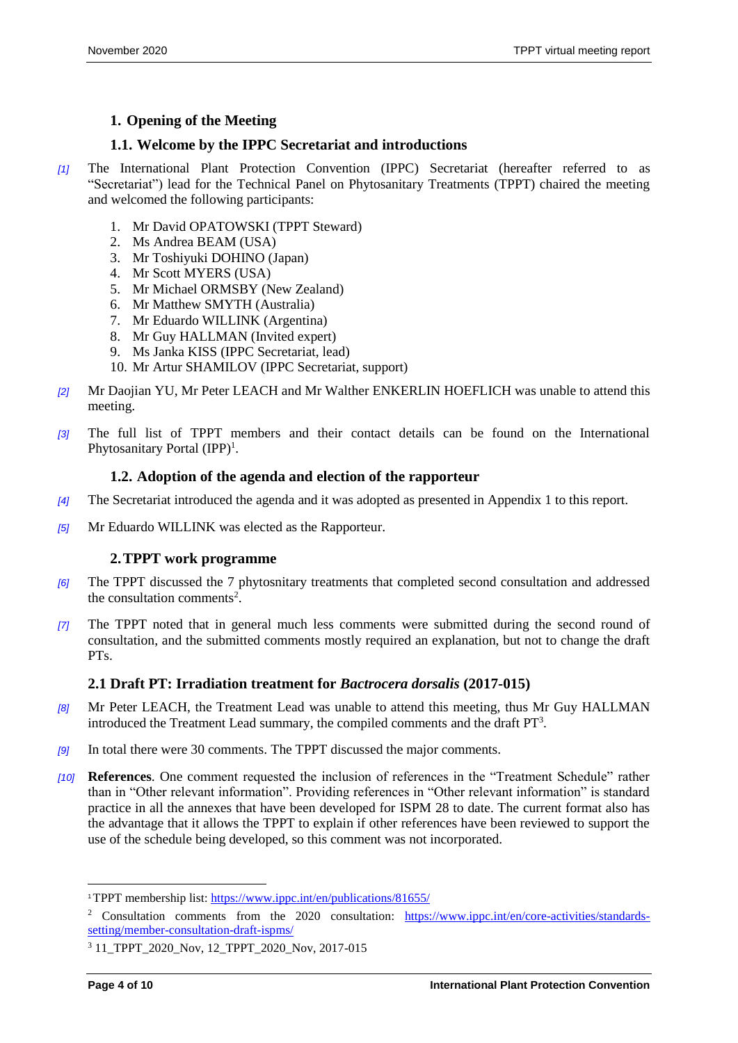# 1. Opening of the Meeting

## 1.1. Welcome by the IPPC Secretariat and introductions

[1] The International Plant Protection Convention (IPPC) Secretariat (hereafter referred to as "Secretariat") lead for the Technical Panel on Phytosanitary Treatments (TPPT) chaired the meeting and welcomed the following participants:

1. Mr David OPATOWSKI (TPPT Steward)
2. Ms Andrea BEAM (USA)
3. Mr Toshiyuki DOHINO (Japan)
4. Mr Scott MYERS (USA)
5. Mr Michael ORMSBY (New Zealand)
6. Mr Matthew SMYTH (Australia)
7. Mr Eduardo WILLINK (Argentina)
8. Mr Guy HALLMAN (Invited expert)
9. Ms Janka KISS (IPPC Secretariat, lead)
10. Mr Artur SHAMILOV (IPPC Secretariat, support)

[2] Mr Daojian YU, Mr Peter LEACH and Mr Walther ENKERLIN HOEFLICH was unable to attend this meeting.

[3] The full list of TPPT members and their contact details can be found on the International Phytosanitary Portal (IPP)[1].

## 1.2. Adoption of the agenda and election of the rapporteur

[4] The Secretariat introduced the agenda and it was adopted as presented in Appendix 1 to this report.

[5] Mr Eduardo WILLINK was elected as the Rapporteur.

# 2. TPPT work programme

[6] The TPPT discussed the 7 phytosnitary treatments that completed second consultation and addressed the consultation comments[2].

[7] The TPPT noted that in general much less comments were submitted during the second round of consultation, and the submitted comments mostly required an explanation, but not to change the draft PTs.

## 2.1 Draft PT: Irradiation treatment for *Bactrocera dorsalis* (2017-015)

[8] Mr Peter LEACH, the Treatment Lead was unable to attend this meeting, thus Mr Guy HALLMAN introduced the Treatment Lead summary, the compiled comments and the draft PT[3].

[9] In total there were 30 comments. The TPPT discussed the major comments.

[10] **References**. One comment requested the inclusion of references in the "Treatment Schedule" rather than in "Other relevant information". Providing references in "Other relevant information" is standard practice in all the annexes that have been developed for ISPM 28 to date. The current format also has the advantage that it allows the TPPT to explain if other references have been reviewed to support the use of the schedule being developed, so this comment was not incorporated.

---

[1] TPPT membership list: https://www.ippc.int/en/publications/81655/

[2] Consultation comments from the 2020 consultation: https://www.ippc.int/en/core-activities/standards-setting/member-consultation-draft-ispms/

[3] 11_TPPT_2020_Nov, 12_TPPT_2020_Nov, 2017-015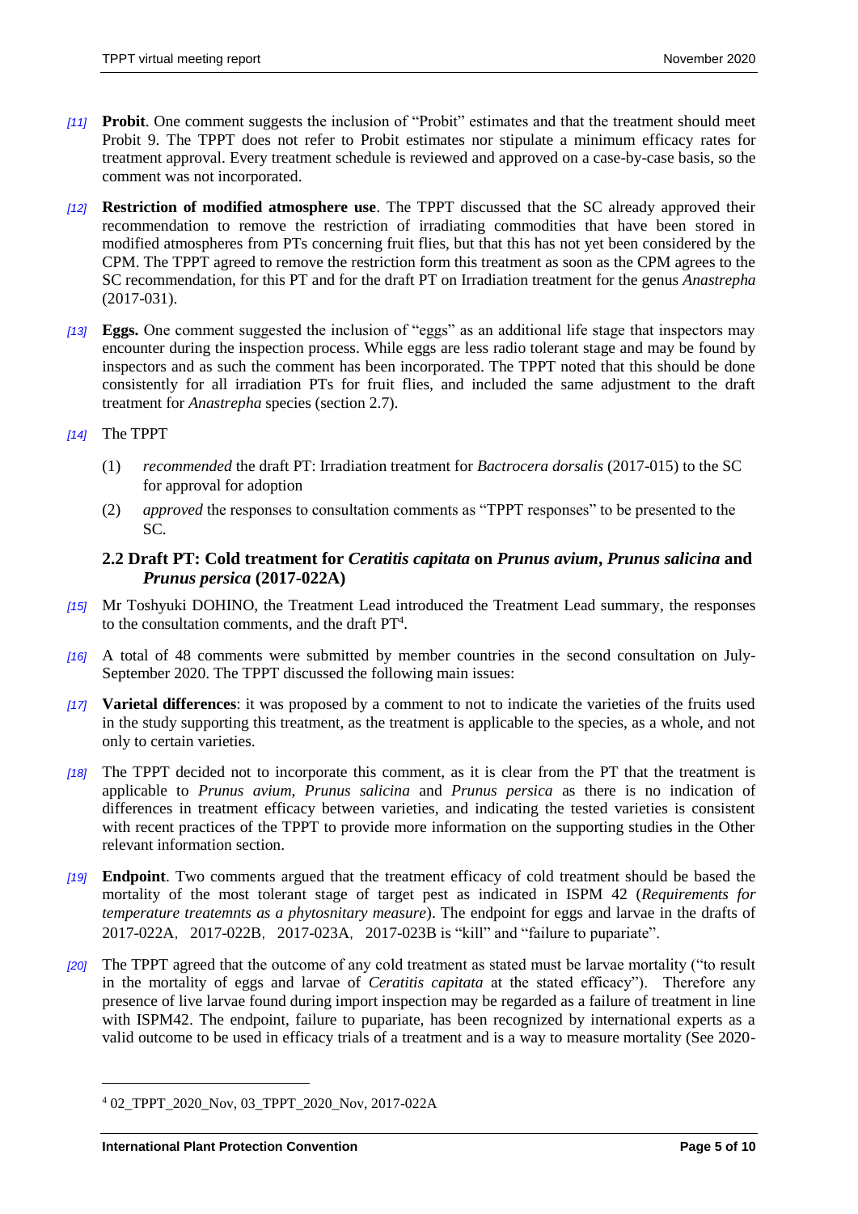*[11]* **Probit**. One comment suggests the inclusion of "Probit" estimates and that the treatment should meet Probit 9. The TPPT does not refer to Probit estimates nor stipulate a minimum efficacy rates for treatment approval. Every treatment schedule is reviewed and approved on a case-by-case basis, so the comment was not incorporated.

*[12]* **Restriction of modified atmosphere use**. The TPPT discussed that the SC already approved their recommendation to remove the restriction of irradiating commodities that have been stored in modified atmospheres from PTs concerning fruit flies, but that this has not yet been considered by the CPM. The TPPT agreed to remove the restriction form this treatment as soon as the CPM agrees to the SC recommendation, for this PT and for the draft PT on Irradiation treatment for the genus *Anastrepha* (2017-031).

*[13]* **Eggs.** One comment suggested the inclusion of "eggs" as an additional life stage that inspectors may encounter during the inspection process. While eggs are less radio tolerant stage and may be found by inspectors and as such the comment has been incorporated. The TPPT noted that this should be done consistently for all irradiation PTs for fruit flies, and included the same adjustment to the draft treatment for *Anastrepha* species (section 2.7).

*[14]* The TPPT

(1) *recommended* the draft PT: Irradiation treatment for *Bactrocera dorsalis* (2017-015) to the SC for approval for adoption

(2) *approved* the responses to consultation comments as "TPPT responses" to be presented to the SC.

### 2.2 Draft PT: Cold treatment for *Ceratitis capitata* on *Prunus avium*, *Prunus salicina* and *Prunus persica* (2017-022A)

*[15]* Mr Toshyuki DOHINO, the Treatment Lead introduced the Treatment Lead summary, the responses to the consultation comments, and the draft PT[4].

*[16]* A total of 48 comments were submitted by member countries in the second consultation on July-September 2020. The TPPT discussed the following main issues:

*[17]* **Varietal differences**: it was proposed by a comment to not to indicate the varieties of the fruits used in the study supporting this treatment, as the treatment is applicable to the species, as a whole, and not only to certain varieties.

*[18]* The TPPT decided not to incorporate this comment, as it is clear from the PT that the treatment is applicable to *Prunus avium*, *Prunus salicina* and *Prunus persica* as there is no indication of differences in treatment efficacy between varieties, and indicating the tested varieties is consistent with recent practices of the TPPT to provide more information on the supporting studies in the Other relevant information section.

*[19]* **Endpoint**. Two comments argued that the treatment efficacy of cold treatment should be based the mortality of the most tolerant stage of target pest as indicated in ISPM 42 (*Requirements for temperature treatemnts as a phytosnitary measure*). The endpoint for eggs and larvae in the drafts of 2017-022A，2017-022B，2017-023A，2017-023B is "kill" and "failure to pupariate".

*[20]* The TPPT agreed that the outcome of any cold treatment as stated must be larvae mortality ("to result in the mortality of eggs and larvae of *Ceratitis capitata* at the stated efficacy"). Therefore any presence of live larvae found during import inspection may be regarded as a failure of treatment in line with ISPM42. The endpoint, failure to pupariate, has been recognized by international experts as a valid outcome to be used in efficacy trials of a treatment and is a way to measure mortality (See 2020-

---

[4] 02_TPPT_2020_Nov, 03_TPPT_2020_Nov, 2017-022A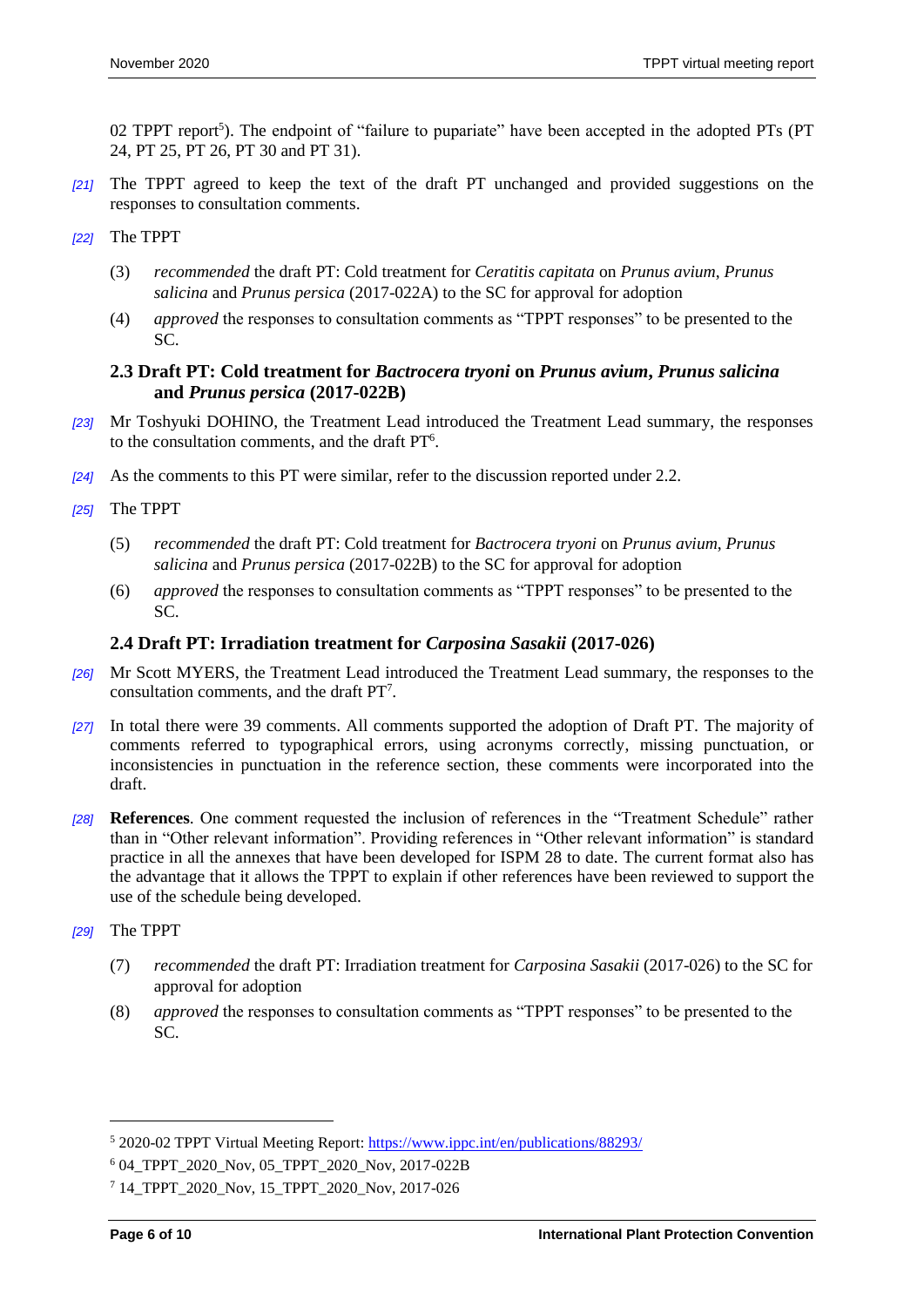02 TPPT report[5]). The endpoint of "failure to pupariate" have been accepted in the adopted PTs (PT 24, PT 25, PT 26, PT 30 and PT 31).

*[21]* The TPPT agreed to keep the text of the draft PT unchanged and provided suggestions on the responses to consultation comments.

*[22]* The TPPT

(3) *recommended* the draft PT: Cold treatment for *Ceratitis capitata* on *Prunus avium*, *Prunus salicina* and *Prunus persica* (2017-022A) to the SC for approval for adoption

(4) *approved* the responses to consultation comments as "TPPT responses" to be presented to the SC.

### 2.3 Draft PT: Cold treatment for *Bactrocera tryoni* on *Prunus avium*, *Prunus salicina* and *Prunus persica* (2017-022B)

*[23]* Mr Toshyuki DOHINO, the Treatment Lead introduced the Treatment Lead summary, the responses to the consultation comments, and the draft PT[6].

*[24]* As the comments to this PT were similar, refer to the discussion reported under 2.2.

*[25]* The TPPT

(5) *recommended* the draft PT: Cold treatment for *Bactrocera tryoni* on *Prunus avium*, *Prunus salicina* and *Prunus persica* (2017-022B) to the SC for approval for adoption

(6) *approved* the responses to consultation comments as "TPPT responses" to be presented to the SC.

### 2.4 Draft PT: Irradiation treatment for *Carposina Sasakii* (2017-026)

*[26]* Mr Scott MYERS, the Treatment Lead introduced the Treatment Lead summary, the responses to the consultation comments, and the draft PT[7].

*[27]* In total there were 39 comments. All comments supported the adoption of Draft PT. The majority of comments referred to typographical errors, using acronyms correctly, missing punctuation, or inconsistencies in punctuation in the reference section, these comments were incorporated into the draft.

*[28]* **References**. One comment requested the inclusion of references in the "Treatment Schedule" rather than in "Other relevant information". Providing references in "Other relevant information" is standard practice in all the annexes that have been developed for ISPM 28 to date. The current format also has the advantage that it allows the TPPT to explain if other references have been reviewed to support the use of the schedule being developed.

*[29]* The TPPT

(7) *recommended* the draft PT: Irradiation treatment for *Carposina Sasakii* (2017-026) to the SC for approval for adoption

(8) *approved* the responses to consultation comments as "TPPT responses" to be presented to the SC.

---

[5] 2020-02 TPPT Virtual Meeting Report: https://www.ippc.int/en/publications/88293/

[6] 04_TPPT_2020_Nov, 05_TPPT_2020_Nov, 2017-022B

[7] 14_TPPT_2020_Nov, 15_TPPT_2020_Nov, 2017-026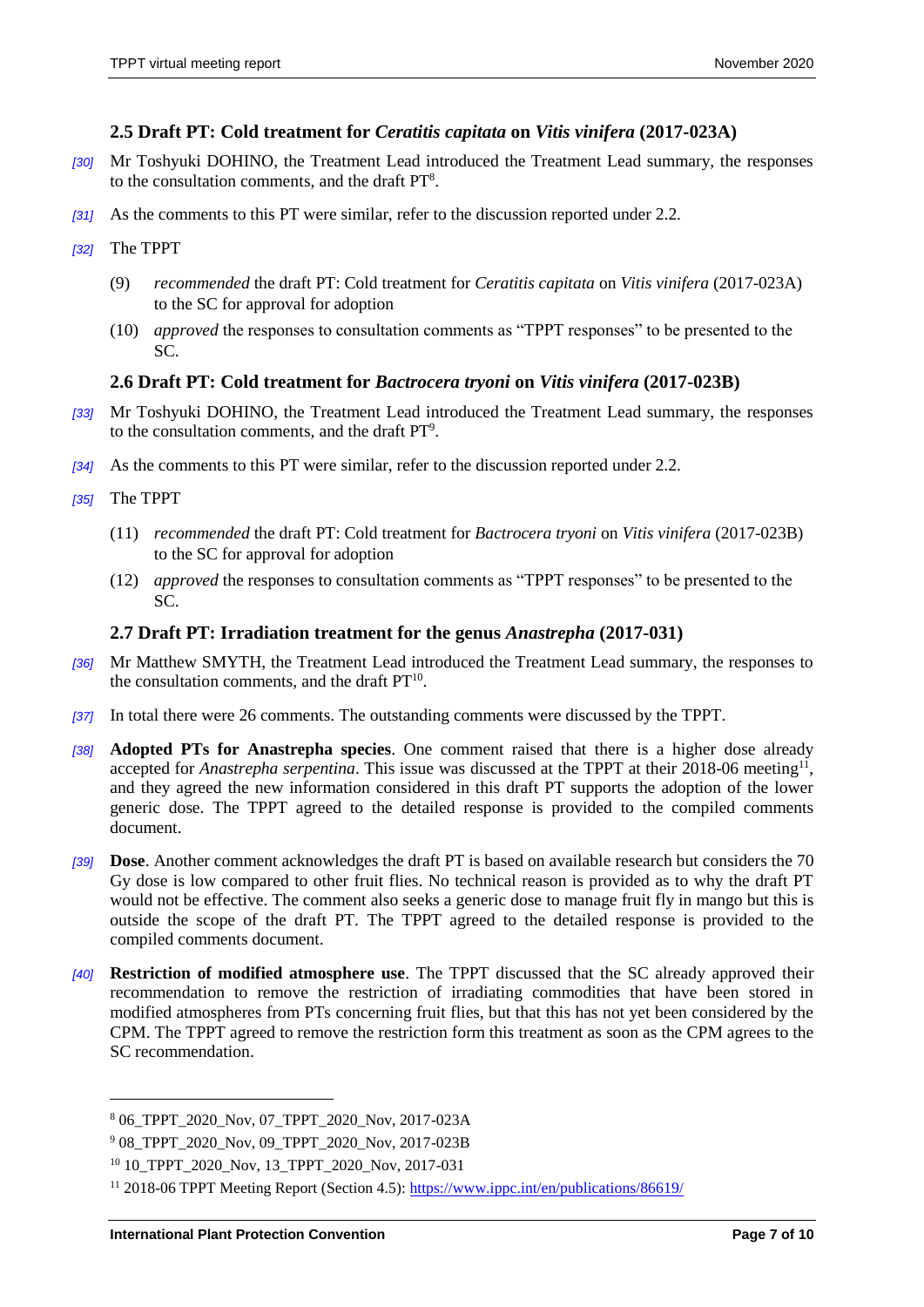### 2.5 Draft PT: Cold treatment for *Ceratitis capitata* on *Vitis vinifera* (2017-023A)

*[30]* Mr Toshyuki DOHINO, the Treatment Lead introduced the Treatment Lead summary, the responses to the consultation comments, and the draft PT[8].

*[31]* As the comments to this PT were similar, refer to the discussion reported under 2.2.

*[32]* The TPPT

(9) *recommended* the draft PT: Cold treatment for *Ceratitis capitata* on *Vitis vinifera* (2017-023A) to the SC for approval for adoption

(10) *approved* the responses to consultation comments as "TPPT responses" to be presented to the SC.

### 2.6 Draft PT: Cold treatment for *Bactrocera tryoni* on *Vitis vinifera* (2017-023B)

*[33]* Mr Toshyuki DOHINO, the Treatment Lead introduced the Treatment Lead summary, the responses to the consultation comments, and the draft PT[9].

*[34]* As the comments to this PT were similar, refer to the discussion reported under 2.2.

*[35]* The TPPT

(11) *recommended* the draft PT: Cold treatment for *Bactrocera tryoni* on *Vitis vinifera* (2017-023B) to the SC for approval for adoption

(12) *approved* the responses to consultation comments as "TPPT responses" to be presented to the SC.

### 2.7 Draft PT: Irradiation treatment for the genus *Anastrepha* (2017-031)

*[36]* Mr Matthew SMYTH, the Treatment Lead introduced the Treatment Lead summary, the responses to the consultation comments, and the draft PT[10].

*[37]* In total there were 26 comments. The outstanding comments were discussed by the TPPT.

*[38]* **Adopted PTs for Anastrepha species**. One comment raised that there is a higher dose already accepted for *Anastrepha serpentina*. This issue was discussed at the TPPT at their 2018-06 meeting[11], and they agreed the new information considered in this draft PT supports the adoption of the lower generic dose. The TPPT agreed to the detailed response is provided to the compiled comments document.

*[39]* **Dose**. Another comment acknowledges the draft PT is based on available research but considers the 70 Gy dose is low compared to other fruit flies. No technical reason is provided as to why the draft PT would not be effective. The comment also seeks a generic dose to manage fruit fly in mango but this is outside the scope of the draft PT. The TPPT agreed to the detailed response is provided to the compiled comments document.

*[40]* **Restriction of modified atmosphere use**. The TPPT discussed that the SC already approved their recommendation to remove the restriction of irradiating commodities that have been stored in modified atmospheres from PTs concerning fruit flies, but that this has not yet been considered by the CPM. The TPPT agreed to remove the restriction form this treatment as soon as the CPM agrees to the SC recommendation.

---

[8] 06_TPPT_2020_Nov, 07_TPPT_2020_Nov, 2017-023A

[9] 08_TPPT_2020_Nov, 09_TPPT_2020_Nov, 2017-023B

[10] 10_TPPT_2020_Nov, 13_TPPT_2020_Nov, 2017-031

[11] 2018-06 TPPT Meeting Report (Section 4.5): https://www.ippc.int/en/publications/86619/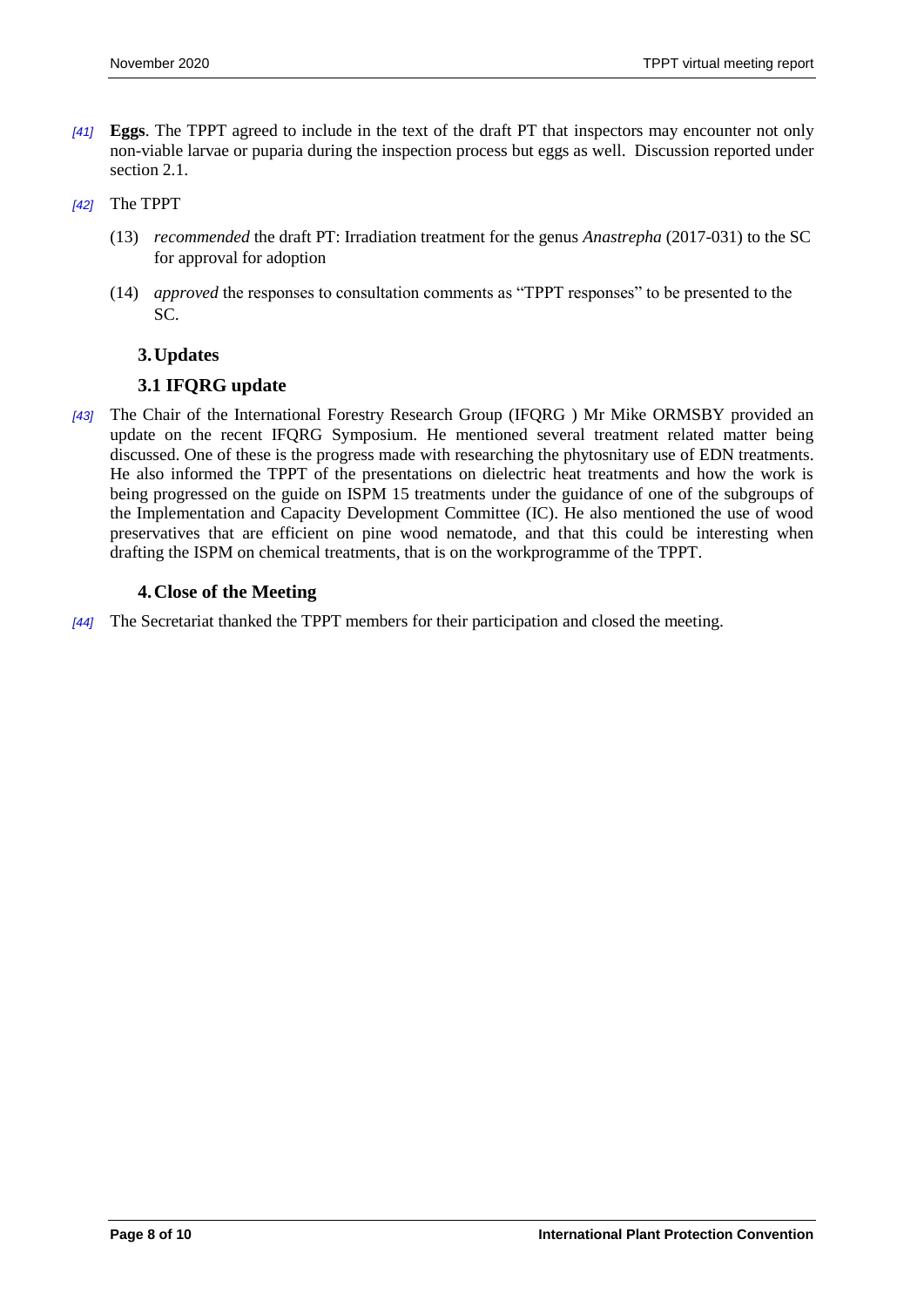[41] **Eggs**. The TPPT agreed to include in the text of the draft PT that inspectors may encounter not only non-viable larvae or puparia during the inspection process but eggs as well. Discussion reported under section 2.1.

[42] The TPPT

(13) *recommended* the draft PT: Irradiation treatment for the genus *Anastrepha* (2017-031) to the SC for approval for adoption

(14) *approved* the responses to consultation comments as “TPPT responses” to be presented to the SC.

## 3. Updates

### 3.1 IFQRG update

[43] The Chair of the International Forestry Research Group (IFQRG ) Mr Mike ORMSBY provided an update on the recent IFQRG Symposium. He mentioned several treatment related matter being discussed. One of these is the progress made with researching the phytosnitary use of EDN treatments. He also informed the TPPT of the presentations on dielectric heat treatments and how the work is being progressed on the guide on ISPM 15 treatments under the guidance of one of the subgroups of the Implementation and Capacity Development Committee (IC). He also mentioned the use of wood preservatives that are efficient on pine wood nematode, and that this could be interesting when drafting the ISPM on chemical treatments, that is on the workprogramme of the TPPT.

## 4. Close of the Meeting

[44] The Secretariat thanked the TPPT members for their participation and closed the meeting.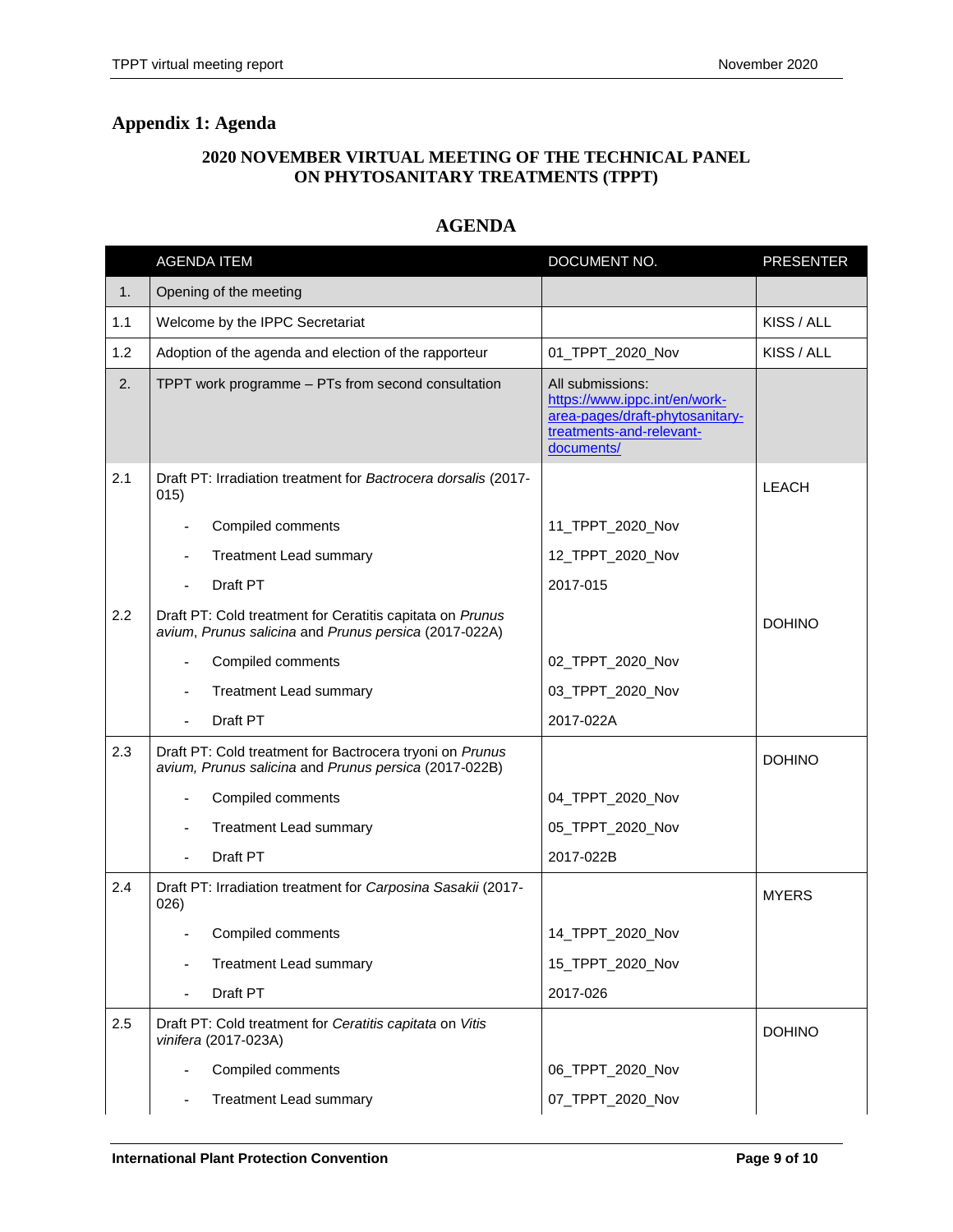## Appendix 1: Agenda

### 2020 NOVEMBER VIRTUAL MEETING OF THE TECHNICAL PANEL ON PHYTOSANITARY TREATMENTS (TPPT)

### AGENDA

| | AGENDA ITEM | DOCUMENT NO. | PRESENTER |
|---|---|---|---|
| 1. | Opening of the meeting | | |
| 1.1 | Welcome by the IPPC Secretariat | | KISS / ALL |
| 1.2 | Adoption of the agenda and election of the rapporteur | 01_TPPT_2020_Nov | KISS / ALL |
| 2. | TPPT work programme – PTs from second consultation | All submissions: [https://www.ippc.int/en/work-area-pages/draft-phytosanitary-treatments-and-relevant-documents/](https://www.ippc.int/en/work-area-pages/draft-phytosanitary-treatments-and-relevant-documents/) | |
| 2.1 | Draft PT: Irradiation treatment for *Bactrocera dorsalis* (2017-015) | | LEACH |
| | - Compiled comments | 11_TPPT_2020_Nov | |
| | - Treatment Lead summary | 12_TPPT_2020_Nov | |
| | - Draft PT | 2017-015 | |
| 2.2 | Draft PT: Cold treatment for Ceratitis capitata on *Prunus avium*, *Prunus salicina* and *Prunus persica* (2017-022A) | | DOHINO |
| | - Compiled comments | 02_TPPT_2020_Nov | |
| | - Treatment Lead summary | 03_TPPT_2020_Nov | |
| | - Draft PT | 2017-022A | |
| 2.3 | Draft PT: Cold treatment for Bactrocera tryoni on *Prunus avium, Prunus salicina* and *Prunus persica* (2017-022B) | | DOHINO |
| | - Compiled comments | 04_TPPT_2020_Nov | |
| | - Treatment Lead summary | 05_TPPT_2020_Nov | |
| | - Draft PT | 2017-022B | |
| 2.4 | Draft PT: Irradiation treatment for *Carposina Sasakii* (2017-026) | | MYERS |
| | - Compiled comments | 14_TPPT_2020_Nov | |
| | - Treatment Lead summary | 15_TPPT_2020_Nov | |
| | - Draft PT | 2017-026 | |
| 2.5 | Draft PT: Cold treatment for *Ceratitis capitata* on *Vitis vinifera* (2017-023A) | | DOHINO |
| | - Compiled comments | 06_TPPT_2020_Nov | |
| | - Treatment Lead summary | 07_TPPT_2020_Nov | |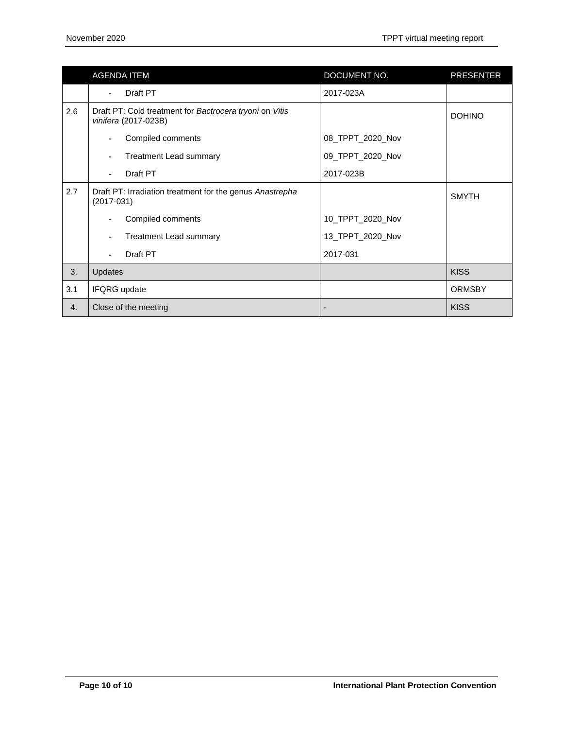| | AGENDA ITEM | DOCUMENT NO. | PRESENTER |
|---|---|---|---|
| | - Draft PT | 2017-023A | |
| 2.6 | Draft PT: Cold treatment for *Bactrocera tryoni* on *Vitis vinifera* (2017-023B) | | DOHINO |
| | - Compiled comments | 08_TPPT_2020_Nov | |
| | - Treatment Lead summary | 09_TPPT_2020_Nov | |
| | - Draft PT | 2017-023B | |
| 2.7 | Draft PT: Irradiation treatment for the genus *Anastrepha* (2017-031) | | SMYTH |
| | - Compiled comments | 10_TPPT_2020_Nov | |
| | - Treatment Lead summary | 13_TPPT_2020_Nov | |
| | - Draft PT | 2017-031 | |
| 3. | Updates | | KISS |
| 3.1 | IFQRG update | | ORMSBY |
| 4. | Close of the meeting | - | KISS |